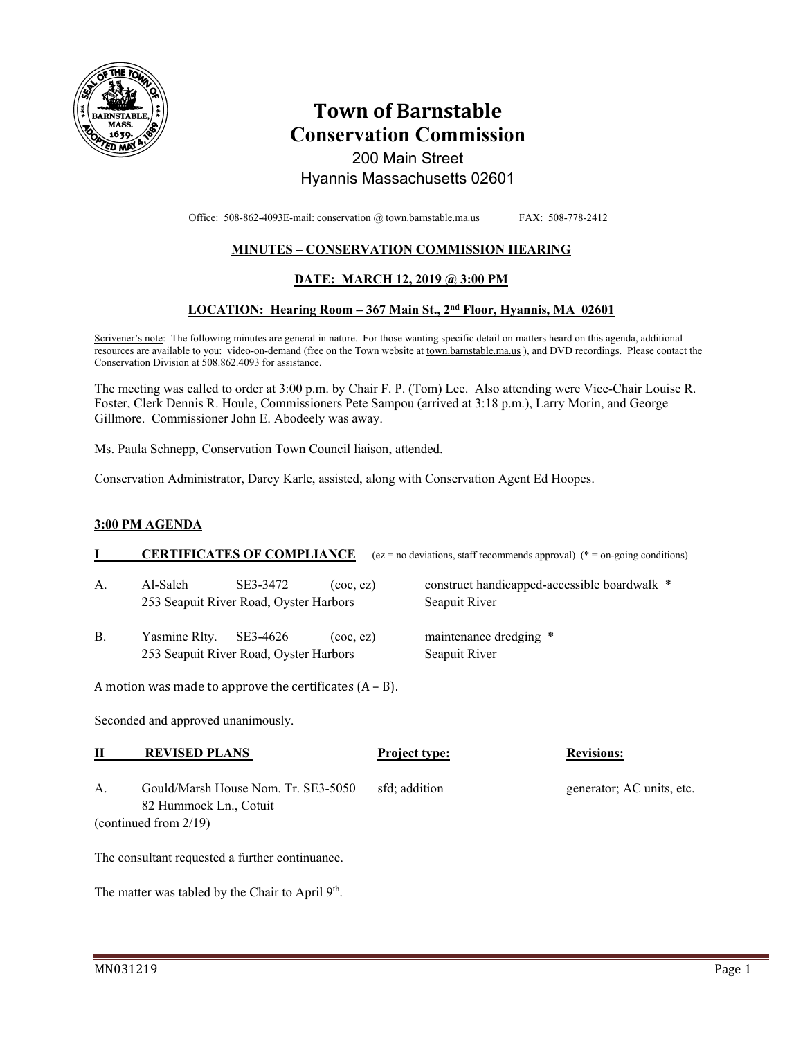# Town of Barnstable Conservation Commission

200 Main Street
Hyannis Massachusetts 02601

Office: 508-862-4093E-mail: conservation @ town.barnstable.ma.us FAX: 508-778-2412

## MINUTES – CONSERVATION COMMISSION HEARING

## DATE: MARCH 12, 2019 @ 3:00 PM

## LOCATION: Hearing Room – 367 Main St., 2nd Floor, Hyannis, MA 02601

Scrivener's note: The following minutes are general in nature. For those wanting specific detail on matters heard on this agenda, additional resources are available to you: video-on-demand (free on the Town website at town.barnstable.ma.us ), and DVD recordings. Please contact the Conservation Division at 508.862.4093 for assistance.

The meeting was called to order at 3:00 p.m. by Chair F. P. (Tom) Lee. Also attending were Vice-Chair Louise R. Foster, Clerk Dennis R. Houle, Commissioners Pete Sampou (arrived at 3:18 p.m.), Larry Morin, and George Gillmore. Commissioner John E. Abodeely was away.

Ms. Paula Schnepp, Conservation Town Council liaison, attended.

Conservation Administrator, Darcy Karle, assisted, along with Conservation Agent Ed Hoopes.

### 3:00 PM AGENDA

### I CERTIFICATES OF COMPLIANCE

(ez = no deviations, staff recommends approval) (* = on-going conditions)

A. Al-Saleh SE3-3472 (coc, ez) construct handicapped-accessible boardwalk *
253 Seapuit River Road, Oyster Harbors Seapuit River

B. Yasmine Rlty. SE3-4626 (coc, ez) maintenance dredging *
253 Seapuit River Road, Oyster Harbors Seapuit River

A motion was made to approve the certificates (A – B).

Seconded and approved unanimously.

### II REVISED PLANS

| | REVISED PLANS | Project type: | Revisions: |
|---|---|---|---|
| A. | Gould/Marsh House Nom. Tr. SE3-5050<br>82 Hummock Ln., Cotuit | sfd; addition | generator; AC units, etc. |

(continued from 2/19)

The consultant requested a further continuance.

The matter was tabled by the Chair to April 9th.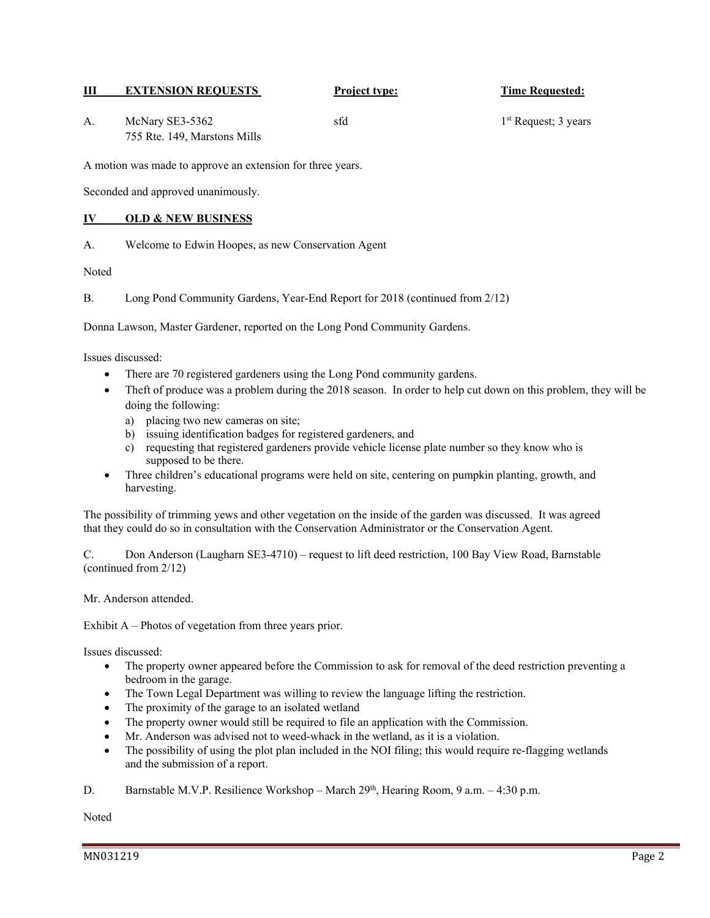| III EXTENSION REQUESTS | Project type: | Time Requested: |
|---|---|---|
| A. McNary SE3-5362<br>755 Rte. 149, Marstons Mills | sfd | 1st Request; 3 years |

A motion was made to approve an extension for three years.

Seconded and approved unanimously.

## IV OLD & NEW BUSINESS

A. Welcome to Edwin Hoopes, as new Conservation Agent

Noted

B. Long Pond Community Gardens, Year-End Report for 2018 (continued from 2/12)

Donna Lawson, Master Gardener, reported on the Long Pond Community Gardens.

Issues discussed:

- There are 70 registered gardeners using the Long Pond community gardens.
- Theft of produce was a problem during the 2018 season. In order to help cut down on this problem, they will be doing the following:
  a) placing two new cameras on site;
  b) issuing identification badges for registered gardeners, and
  c) requesting that registered gardeners provide vehicle license plate number so they know who is supposed to be there.
- Three children's educational programs were held on site, centering on pumpkin planting, growth, and harvesting.

The possibility of trimming yews and other vegetation on the inside of the garden was discussed. It was agreed that they could do so in consultation with the Conservation Administrator or the Conservation Agent.

C. Don Anderson (Laugharn SE3-4710) – request to lift deed restriction, 100 Bay View Road, Barnstable (continued from 2/12)

Mr. Anderson attended.

Exhibit A – Photos of vegetation from three years prior.

Issues discussed:

- The property owner appeared before the Commission to ask for removal of the deed restriction preventing a bedroom in the garage.
- The Town Legal Department was willing to review the language lifting the restriction.
- The proximity of the garage to an isolated wetland
- The property owner would still be required to file an application with the Commission.
- Mr. Anderson was advised not to weed-whack in the wetland, as it is a violation.
- The possibility of using the plot plan included in the NOI filing; this would require re-flagging wetlands and the submission of a report.

D. Barnstable M.V.P. Resilience Workshop – March 29th, Hearing Room, 9 a.m. – 4:30 p.m.

Noted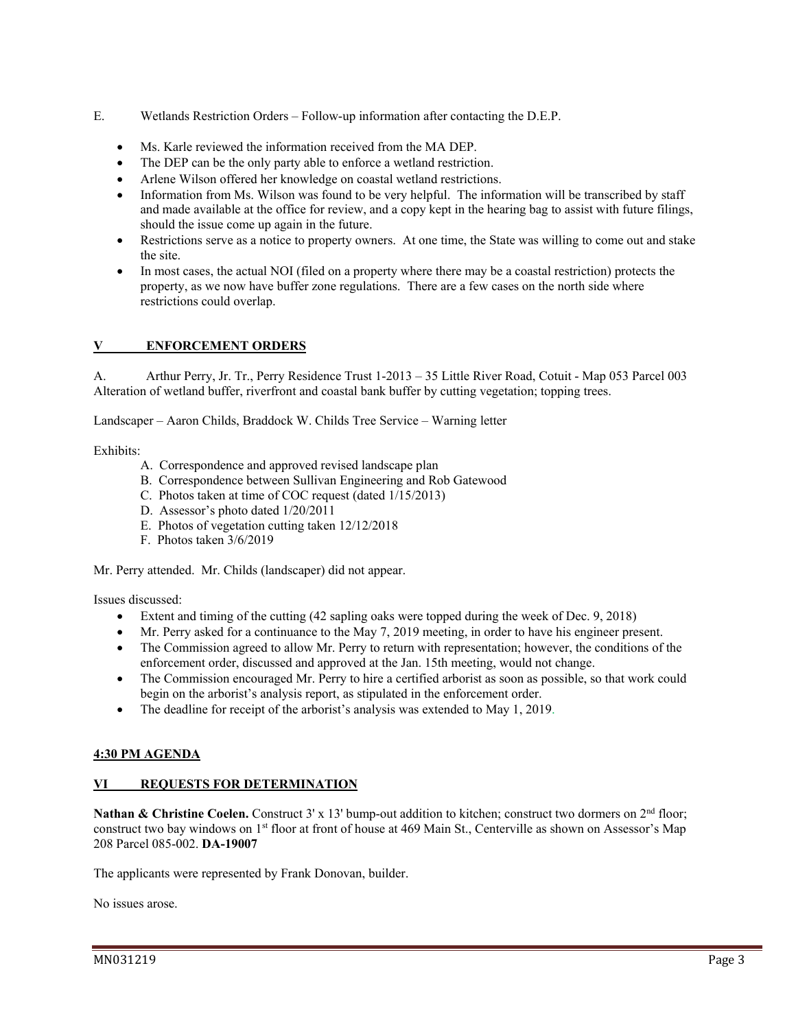E. Wetlands Restriction Orders – Follow-up information after contacting the D.E.P.

- Ms. Karle reviewed the information received from the MA DEP.
- The DEP can be the only party able to enforce a wetland restriction.
- Arlene Wilson offered her knowledge on coastal wetland restrictions.
- Information from Ms. Wilson was found to be very helpful. The information will be transcribed by staff and made available at the office for review, and a copy kept in the hearing bag to assist with future filings, should the issue come up again in the future.
- Restrictions serve as a notice to property owners. At one time, the State was willing to come out and stake the site.
- In most cases, the actual NOI (filed on a property where there may be a coastal restriction) protects the property, as we now have buffer zone regulations. There are a few cases on the north side where restrictions could overlap.

## V ENFORCEMENT ORDERS

A. Arthur Perry, Jr. Tr., Perry Residence Trust 1-2013 – 35 Little River Road, Cotuit - Map 053 Parcel 003 Alteration of wetland buffer, riverfront and coastal bank buffer by cutting vegetation; topping trees.

Landscaper – Aaron Childs, Braddock W. Childs Tree Service – Warning letter

Exhibits:

A. Correspondence and approved revised landscape plan
B. Correspondence between Sullivan Engineering and Rob Gatewood
C. Photos taken at time of COC request (dated 1/15/2013)
D. Assessor's photo dated 1/20/2011
E. Photos of vegetation cutting taken 12/12/2018
F. Photos taken 3/6/2019

Mr. Perry attended. Mr. Childs (landscaper) did not appear.

Issues discussed:

- Extent and timing of the cutting (42 sapling oaks were topped during the week of Dec. 9, 2018)
- Mr. Perry asked for a continuance to the May 7, 2019 meeting, in order to have his engineer present.
- The Commission agreed to allow Mr. Perry to return with representation; however, the conditions of the enforcement order, discussed and approved at the Jan. 15th meeting, would not change.
- The Commission encouraged Mr. Perry to hire a certified arborist as soon as possible, so that work could begin on the arborist's analysis report, as stipulated in the enforcement order.
- The deadline for receipt of the arborist's analysis was extended to May 1, 2019.

## 4:30 PM AGENDA

## VI REQUESTS FOR DETERMINATION

**Nathan & Christine Coelen.** Construct 3' x 13' bump-out addition to kitchen; construct two dormers on 2nd floor; construct two bay windows on 1st floor at front of house at 469 Main St., Centerville as shown on Assessor's Map 208 Parcel 085-002. **DA-19007**

The applicants were represented by Frank Donovan, builder.

No issues arose.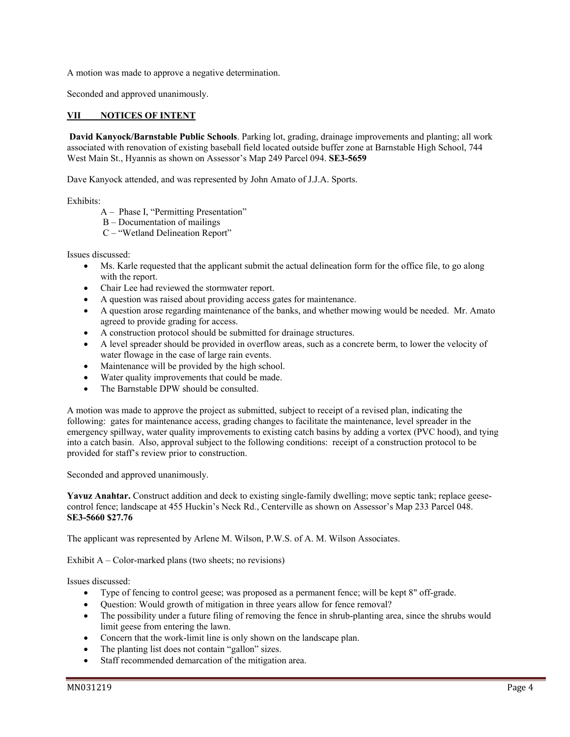A motion was made to approve a negative determination.

Seconded and approved unanimously.

## VII NOTICES OF INTENT

**David Kanyock/Barnstable Public Schools**. Parking lot, grading, drainage improvements and planting; all work associated with renovation of existing baseball field located outside buffer zone at Barnstable High School, 744 West Main St., Hyannis as shown on Assessor's Map 249 Parcel 094. **SE3-5659**

Dave Kanyock attended, and was represented by John Amato of J.J.A. Sports.

Exhibits:

A – Phase I, "Permitting Presentation"
B – Documentation of mailings
C – "Wetland Delineation Report"

Issues discussed:

- Ms. Karle requested that the applicant submit the actual delineation form for the office file, to go along with the report.
- Chair Lee had reviewed the stormwater report.
- A question was raised about providing access gates for maintenance.
- A question arose regarding maintenance of the banks, and whether mowing would be needed. Mr. Amato agreed to provide grading for access.
- A construction protocol should be submitted for drainage structures.
- A level spreader should be provided in overflow areas, such as a concrete berm, to lower the velocity of water flowage in the case of large rain events.
- Maintenance will be provided by the high school.
- Water quality improvements that could be made.
- The Barnstable DPW should be consulted.

A motion was made to approve the project as submitted, subject to receipt of a revised plan, indicating the following: gates for maintenance access, grading changes to facilitate the maintenance, level spreader in the emergency spillway, water quality improvements to existing catch basins by adding a vortex (PVC hood), and tying into a catch basin. Also, approval subject to the following conditions: receipt of a construction protocol to be provided for staff's review prior to construction.

Seconded and approved unanimously.

**Yavuz Anahtar.** Construct addition and deck to existing single-family dwelling; move septic tank; replace geese-control fence; landscape at 455 Huckin's Neck Rd., Centerville as shown on Assessor's Map 233 Parcel 048. **SE3-5660 $27.76**

The applicant was represented by Arlene M. Wilson, P.W.S. of A. M. Wilson Associates.

Exhibit A – Color-marked plans (two sheets; no revisions)

Issues discussed:

- Type of fencing to control geese; was proposed as a permanent fence; will be kept 8" off-grade.
- Question: Would growth of mitigation in three years allow for fence removal?
- The possibility under a future filing of removing the fence in shrub-planting area, since the shrubs would limit geese from entering the lawn.
- Concern that the work-limit line is only shown on the landscape plan.
- The planting list does not contain "gallon" sizes.
- Staff recommended demarcation of the mitigation area.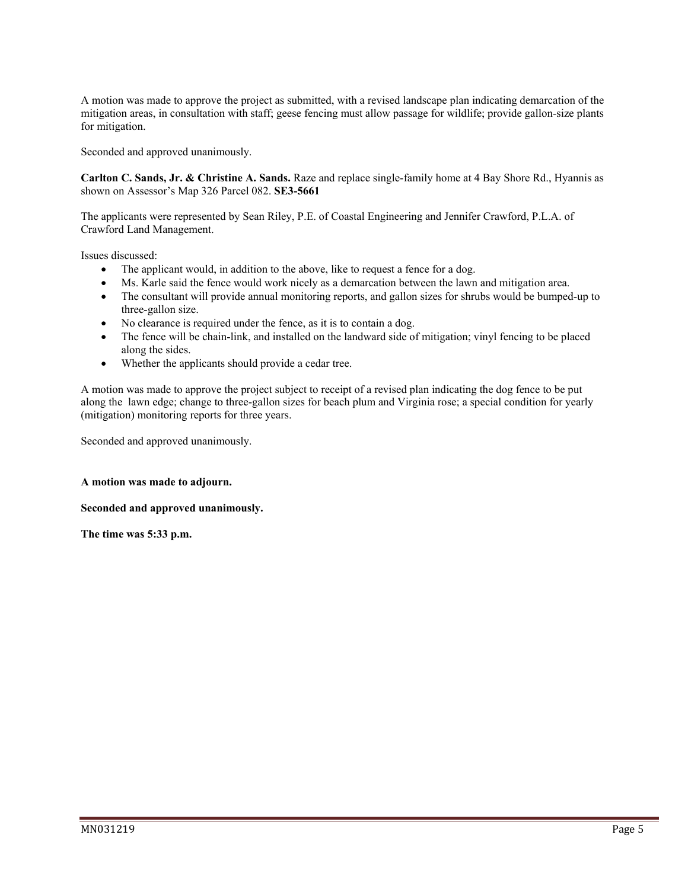A motion was made to approve the project as submitted, with a revised landscape plan indicating demarcation of the mitigation areas, in consultation with staff; geese fencing must allow passage for wildlife; provide gallon-size plants for mitigation.

Seconded and approved unanimously.

**Carlton C. Sands, Jr. & Christine A. Sands.** Raze and replace single-family home at 4 Bay Shore Rd., Hyannis as shown on Assessor's Map 326 Parcel 082. **SE3-5661**

The applicants were represented by Sean Riley, P.E. of Coastal Engineering and Jennifer Crawford, P.L.A. of Crawford Land Management.

Issues discussed:

- The applicant would, in addition to the above, like to request a fence for a dog.
- Ms. Karle said the fence would work nicely as a demarcation between the lawn and mitigation area.
- The consultant will provide annual monitoring reports, and gallon sizes for shrubs would be bumped-up to three-gallon size.
- No clearance is required under the fence, as it is to contain a dog.
- The fence will be chain-link, and installed on the landward side of mitigation; vinyl fencing to be placed along the sides.
- Whether the applicants should provide a cedar tree.

A motion was made to approve the project subject to receipt of a revised plan indicating the dog fence to be put along the lawn edge; change to three-gallon sizes for beach plum and Virginia rose; a special condition for yearly (mitigation) monitoring reports for three years.

Seconded and approved unanimously.

**A motion was made to adjourn.**

**Seconded and approved unanimously.**

**The time was 5:33 p.m.**